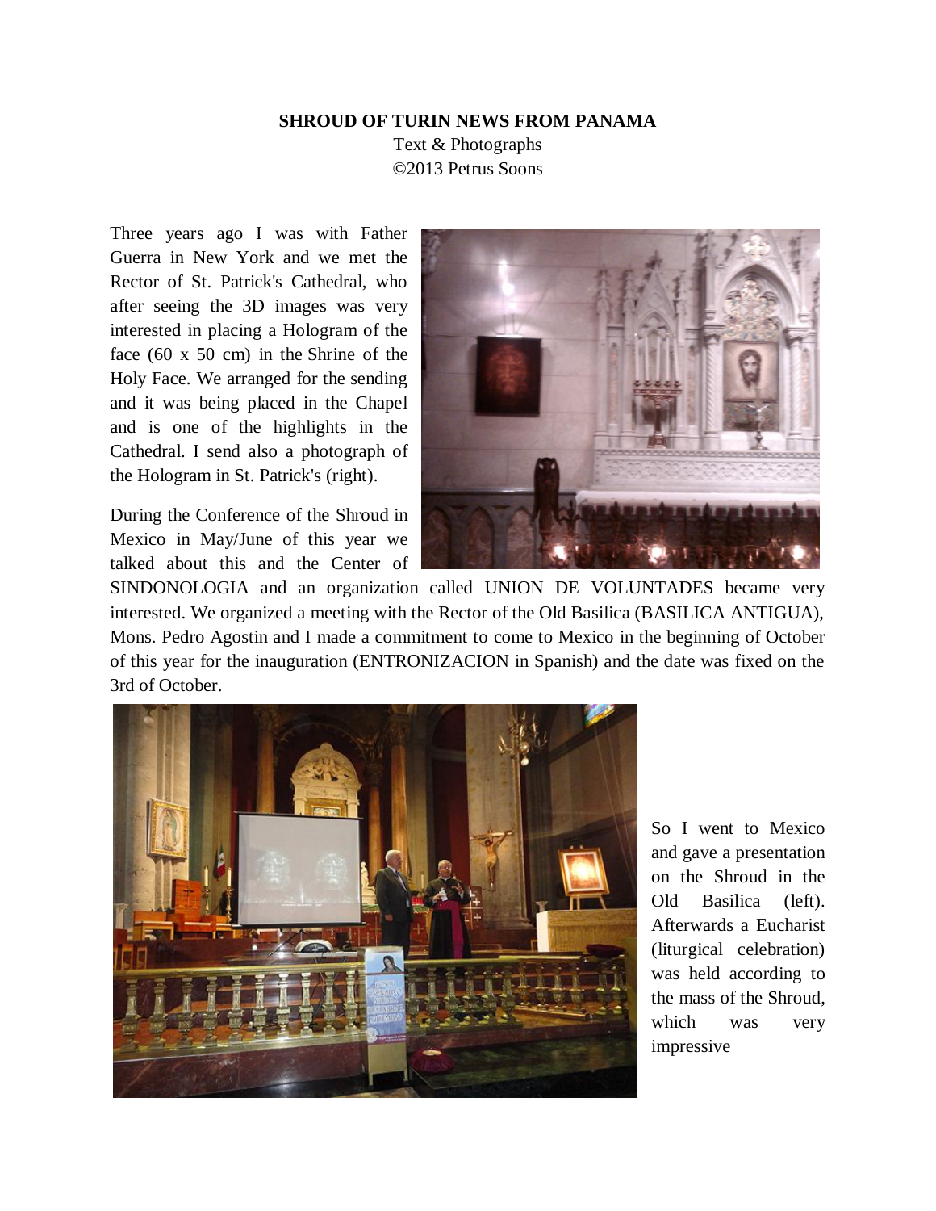**SHROUD OF TURIN NEWS FROM PANAMA**

Text & Photographs

©2013 Petrus Soons

Three years ago I was with Father Guerra in New York and we met the Rector of St. Patrick's Cathedral, who after seeing the 3D images was very interested in placing a Hologram of the face (60 x 50 cm) in the Shrine of the Holy Face. We arranged for the sending and it was being placed in the Chapel and is one of the highlights in the Cathedral. I send also a photograph of the Hologram in St. Patrick's (right).

During the Conference of the Shroud in Mexico in May/June of this year we talked about this and the Center of SINDONOLOGIA and an organization called UNION DE VOLUNTADES became very interested. We organized a meeting with the Rector of the Old Basilica (BASILICA ANTIGUA), Mons. Pedro Agostin and I made a commitment to come to Mexico in the beginning of October of this year for the inauguration (ENTRONIZACION in Spanish) and the date was fixed on the 3rd of October.

So I went to Mexico and gave a presentation on the Shroud in the Old Basilica (left). Afterwards a Eucharist (liturgical celebration) was held according to the mass of the Shroud, which was very impressive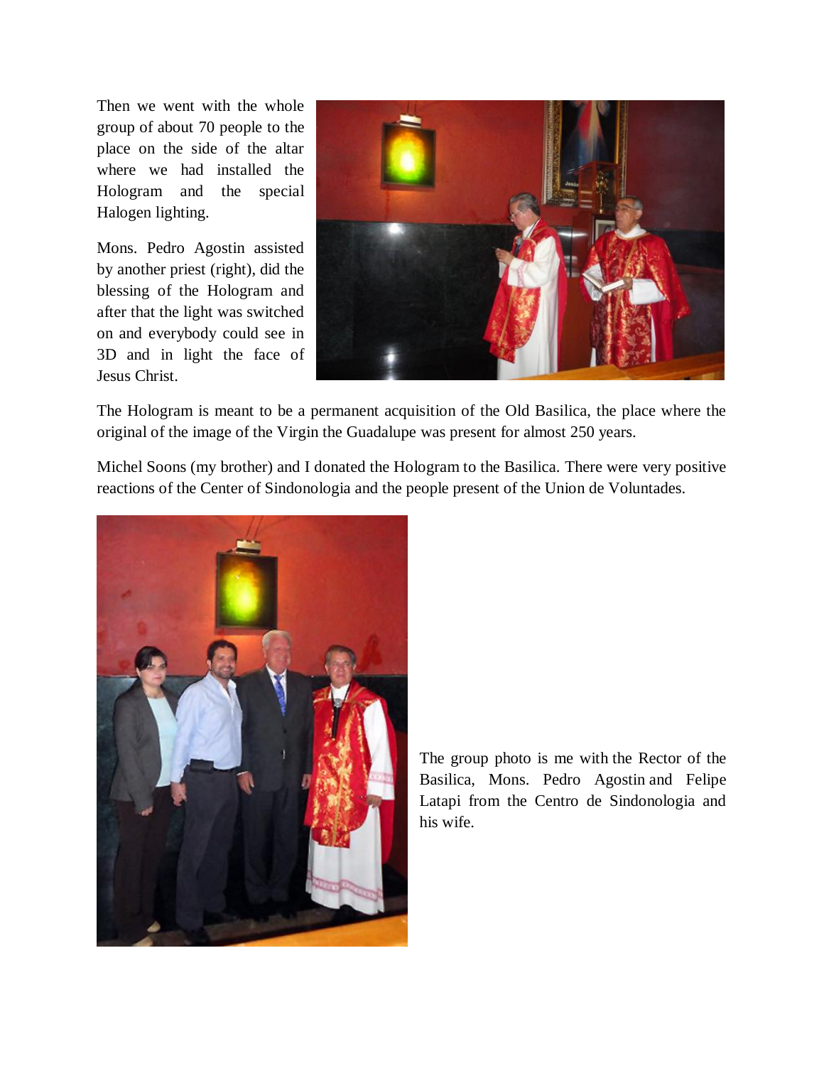Then we went with the whole group of about 70 people to the place on the side of the altar where we had installed the Hologram and the special Halogen lighting.

Mons. Pedro Agostin assisted by another priest (right), did the blessing of the Hologram and after that the light was switched on and everybody could see in 3D and in light the face of Jesus Christ.

The Hologram is meant to be a permanent acquisition of the Old Basilica, the place where the original of the image of the Virgin the Guadalupe was present for almost 250 years.

Michel Soons (my brother) and I donated the Hologram to the Basilica. There were very positive reactions of the Center of Sindonologia and the people present of the Union de Voluntades.

The group photo is me with the Rector of the Basilica, Mons. Pedro Agostin and Felipe Latapi from the Centro de Sindonologia and his wife.